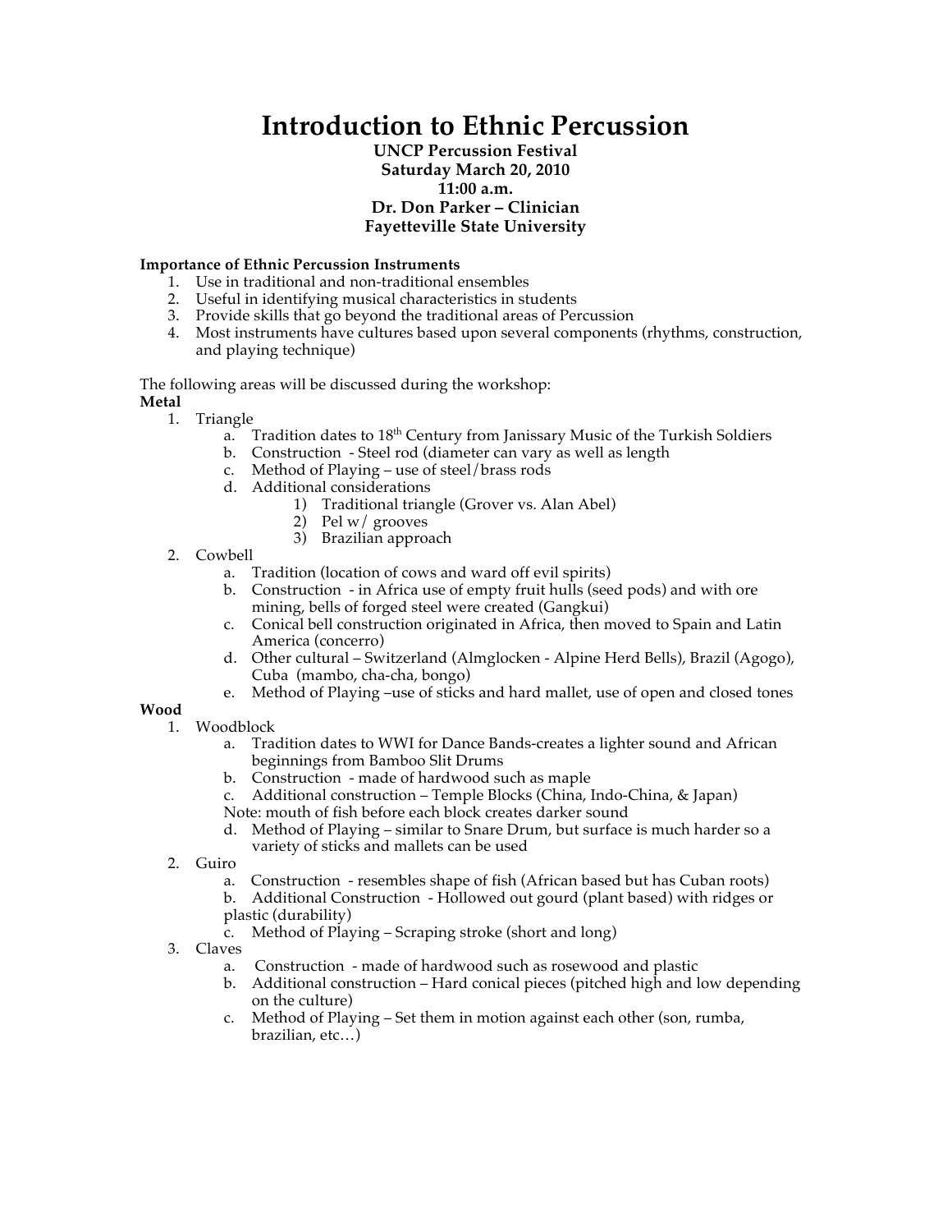# Introduction to Ethnic Percussion

**UNCP Percussion Festival**
**Saturday March 20, 2010**
**11:00 a.m.**
**Dr. Don Parker – Clinician**
**Fayetteville State University**

**Importance of Ethnic Percussion Instruments**

1. Use in traditional and non-traditional ensembles
2. Useful in identifying musical characteristics in students
3. Provide skills that go beyond the traditional areas of Percussion
4. Most instruments have cultures based upon several components (rhythms, construction, and playing technique)

The following areas will be discussed during the workshop:

**Metal**

1. Triangle
   a. Tradition dates to 18th Century from Janissary Music of the Turkish Soldiers
   b. Construction - Steel rod (diameter can vary as well as length
   c. Method of Playing – use of steel/brass rods
   d. Additional considerations
      1) Traditional triangle (Grover vs. Alan Abel)
      2) Pel w/ grooves
      3) Brazilian approach
2. Cowbell
   a. Tradition (location of cows and ward off evil spirits)
   b. Construction - in Africa use of empty fruit hulls (seed pods) and with ore mining, bells of forged steel were created (Gangkui)
   c. Conical bell construction originated in Africa, then moved to Spain and Latin America (concerro)
   d. Other cultural – Switzerland (Almglocken - Alpine Herd Bells), Brazil (Agogo), Cuba (mambo, cha-cha, bongo)
   e. Method of Playing –use of sticks and hard mallet, use of open and closed tones

**Wood**

1. Woodblock
   a. Tradition dates to WWI for Dance Bands-creates a lighter sound and African beginnings from Bamboo Slit Drums
   b. Construction - made of hardwood such as maple
   c. Additional construction – Temple Blocks (China, Indo-China, & Japan)
   Note: mouth of fish before each block creates darker sound
   d. Method of Playing – similar to Snare Drum, but surface is much harder so a variety of sticks and mallets can be used
2. Guiro
   a. Construction - resembles shape of fish (African based but has Cuban roots)
   b. Additional Construction - Hollowed out gourd (plant based) with ridges or plastic (durability)
   c. Method of Playing – Scraping stroke (short and long)
3. Claves
   a. Construction - made of hardwood such as rosewood and plastic
   b. Additional construction – Hard conical pieces (pitched high and low depending on the culture)
   c. Method of Playing – Set them in motion against each other (son, rumba, brazilian, etc…)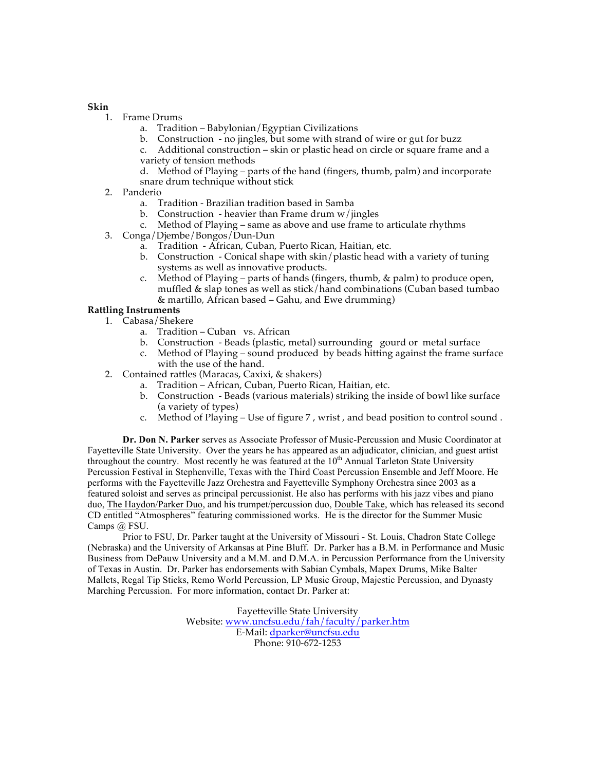**Skin**

1. Frame Drums
    a. Tradition – Babylonian/Egyptian Civilizations
    b. Construction - no jingles, but some with strand of wire or gut for buzz
    c. Additional construction – skin or plastic head on circle or square frame and a variety of tension methods
    d. Method of Playing – parts of the hand (fingers, thumb, palm) and incorporate snare drum technique without stick
2. Panderio
    a. Tradition - Brazilian tradition based in Samba
    b. Construction - heavier than Frame drum w/jingles
    c. Method of Playing – same as above and use frame to articulate rhythms
3. Conga/Djembe/Bongos/Dun-Dun
    a. Tradition - African, Cuban, Puerto Rican, Haitian, etc.
    b. Construction - Conical shape with skin/plastic head with a variety of tuning systems as well as innovative products.
    c. Method of Playing – parts of hands (fingers, thumb, & palm) to produce open, muffled & slap tones as well as stick/hand combinations (Cuban based tumbao & martillo, African based – Gahu, and Ewe drumming)

**Rattling Instruments**

1. Cabasa/Shekere
    a. Tradition – Cuban vs. African
    b. Construction - Beads (plastic, metal) surrounding gourd or metal surface
    c. Method of Playing – sound produced by beads hitting against the frame surface with the use of the hand.
2. Contained rattles (Maracas, Caxixi, & shakers)
    a. Tradition – African, Cuban, Puerto Rican, Haitian, etc.
    b. Construction - Beads (various materials) striking the inside of bowl like surface (a variety of types)
    c. Method of Playing – Use of figure 7 , wrist , and bead position to control sound .

**Dr. Don N. Parker** serves as Associate Professor of Music-Percussion and Music Coordinator at Fayetteville State University. Over the years he has appeared as an adjudicator, clinician, and guest artist throughout the country. Most recently he was featured at the 10th Annual Tarleton State University Percussion Festival in Stephenville, Texas with the Third Coast Percussion Ensemble and Jeff Moore. He performs with the Fayetteville Jazz Orchestra and Fayetteville Symphony Orchestra since 2003 as a featured soloist and serves as principal percussionist. He also has performs with his jazz vibes and piano duo, The Haydon/Parker Duo, and his trumpet/percussion duo, Double Take, which has released its second CD entitled "Atmospheres" featuring commissioned works. He is the director for the Summer Music Camps @ FSU.

Prior to FSU, Dr. Parker taught at the University of Missouri - St. Louis, Chadron State College (Nebraska) and the University of Arkansas at Pine Bluff. Dr. Parker has a B.M. in Performance and Music Business from DePauw University and a M.M. and D.M.A. in Percussion Performance from the University of Texas in Austin. Dr. Parker has endorsements with Sabian Cymbals, Mapex Drums, Mike Balter Mallets, Regal Tip Sticks, Remo World Percussion, LP Music Group, Majestic Percussion, and Dynasty Marching Percussion. For more information, contact Dr. Parker at:

Fayetteville State University
Website: www.uncfsu.edu/fah/faculty/parker.htm
E-Mail: dparker@uncfsu.edu
Phone: 910-672-1253